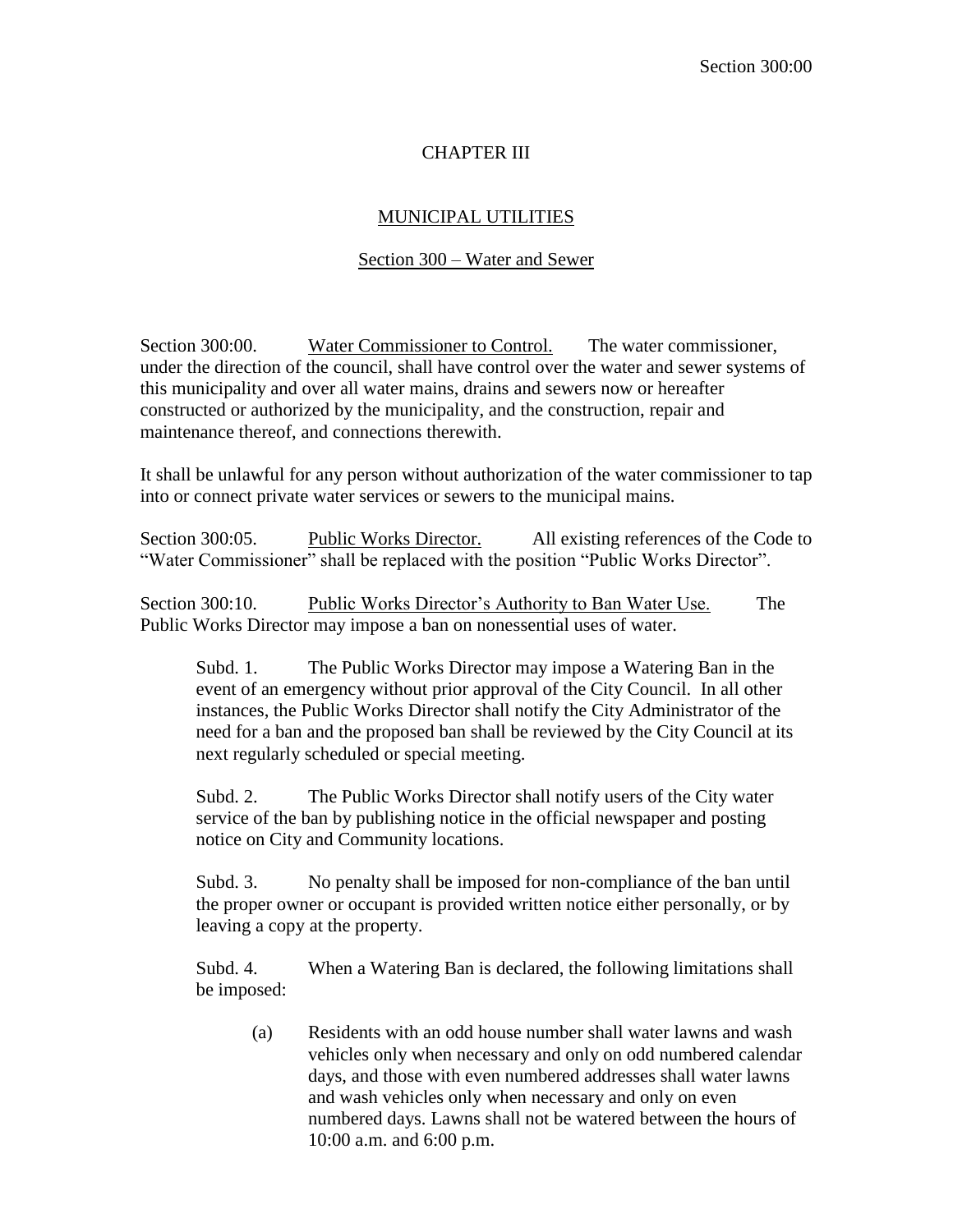# CHAPTER III

## MUNICIPAL UTILITIES

### Section 300 – Water and Sewer

Section 300:00. Water Commissioner to Control. The water commissioner, under the direction of the council, shall have control over the water and sewer systems of this municipality and over all water mains, drains and sewers now or hereafter constructed or authorized by the municipality, and the construction, repair and maintenance thereof, and connections therewith.

It shall be unlawful for any person without authorization of the water commissioner to tap into or connect private water services or sewers to the municipal mains.

Section 300:05. Public Works Director. All existing references of the Code to "Water Commissioner" shall be replaced with the position "Public Works Director".

Section 300:10. Public Works Director's Authority to Ban Water Use. The Public Works Director may impose a ban on nonessential uses of water.

Subd. 1. The Public Works Director may impose a Watering Ban in the event of an emergency without prior approval of the City Council. In all other instances, the Public Works Director shall notify the City Administrator of the need for a ban and the proposed ban shall be reviewed by the City Council at its next regularly scheduled or special meeting.

Subd. 2. The Public Works Director shall notify users of the City water service of the ban by publishing notice in the official newspaper and posting notice on City and Community locations.

Subd. 3. No penalty shall be imposed for non-compliance of the ban until the proper owner or occupant is provided written notice either personally, or by leaving a copy at the property.

Subd. 4. When a Watering Ban is declared, the following limitations shall be imposed:

(a) Residents with an odd house number shall water lawns and wash vehicles only when necessary and only on odd numbered calendar days, and those with even numbered addresses shall water lawns and wash vehicles only when necessary and only on even numbered days. Lawns shall not be watered between the hours of 10:00 a.m. and 6:00 p.m.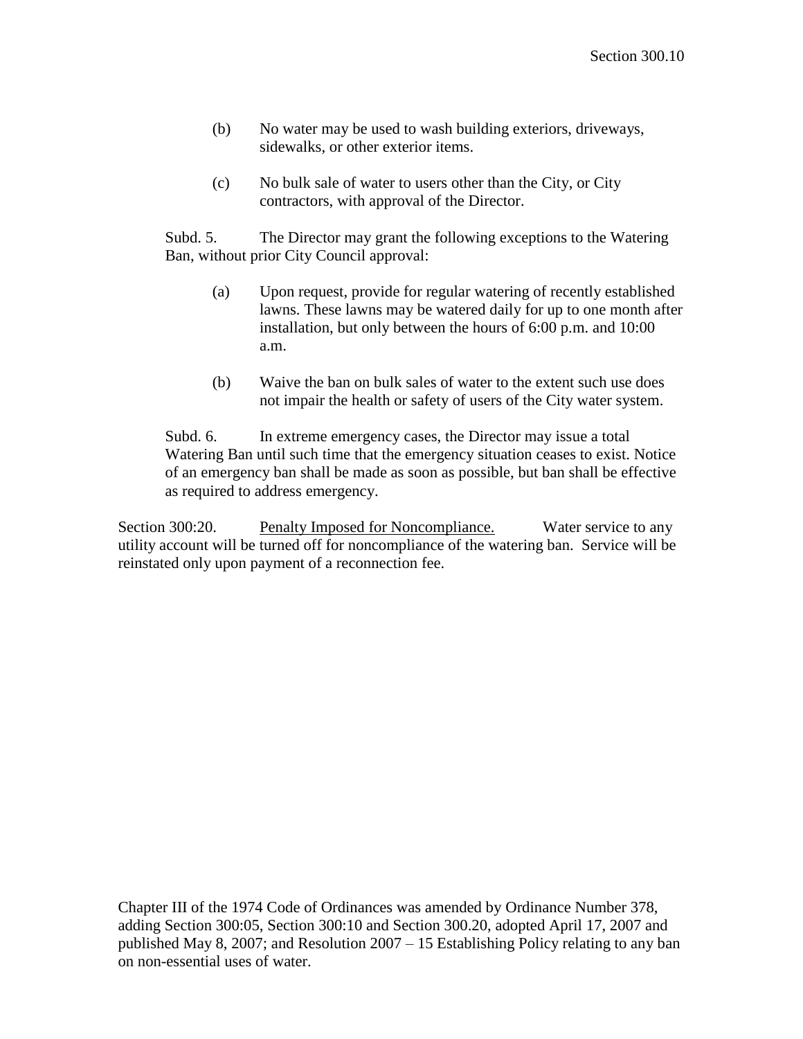(b) No water may be used to wash building exteriors, driveways, sidewalks, or other exterior items.

(c) No bulk sale of water to users other than the City, or City contractors, with approval of the Director.

Subd. 5. The Director may grant the following exceptions to the Watering Ban, without prior City Council approval:

(a) Upon request, provide for regular watering of recently established lawns. These lawns may be watered daily for up to one month after installation, but only between the hours of 6:00 p.m. and 10:00 a.m.

(b) Waive the ban on bulk sales of water to the extent such use does not impair the health or safety of users of the City water system.

Subd. 6. In extreme emergency cases, the Director may issue a total Watering Ban until such time that the emergency situation ceases to exist. Notice of an emergency ban shall be made as soon as possible, but ban shall be effective as required to address emergency.

Section 300:20. Penalty Imposed for Noncompliance. Water service to any utility account will be turned off for noncompliance of the watering ban. Service will be reinstated only upon payment of a reconnection fee.

Chapter III of the 1974 Code of Ordinances was amended by Ordinance Number 378, adding Section 300:05, Section 300:10 and Section 300.20, adopted April 17, 2007 and published May 8, 2007; and Resolution 2007 – 15 Establishing Policy relating to any ban on non-essential uses of water.